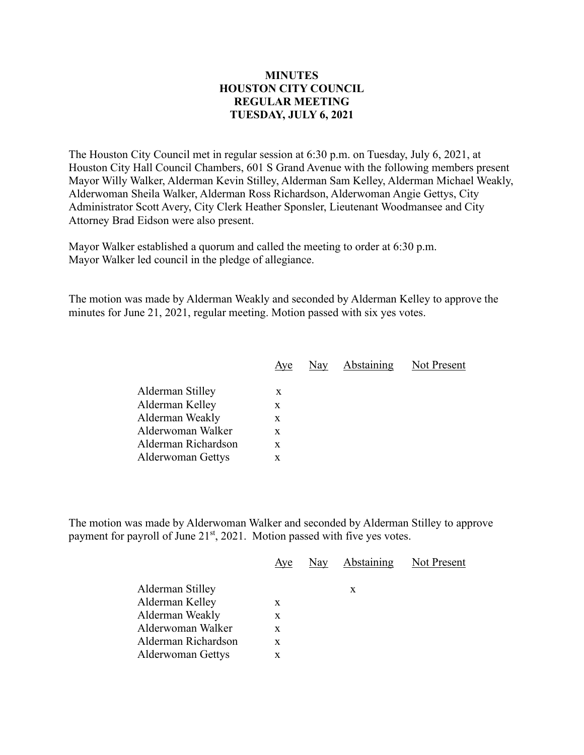# MINUTES
# HOUSTON CITY COUNCIL
# REGULAR MEETING
# TUESDAY, JULY 6, 2021

The Houston City Council met in regular session at 6:30 p.m. on Tuesday, July 6, 2021, at Houston City Hall Council Chambers, 601 S Grand Avenue with the following members present Mayor Willy Walker, Alderman Kevin Stilley, Alderman Sam Kelley, Alderman Michael Weakly, Alderwoman Sheila Walker, Alderman Ross Richardson, Alderwoman Angie Gettys, City Administrator Scott Avery, City Clerk Heather Sponsler, Lieutenant Woodmansee and City Attorney Brad Eidson were also present.

Mayor Walker established a quorum and called the meeting to order at 6:30 p.m.
Mayor Walker led council in the pledge of allegiance.

The motion was made by Alderman Weakly and seconded by Alderman Kelley to approve the minutes for June 21, 2021, regular meeting. Motion passed with six yes votes.

| | Aye | Nay | Abstaining | Not Present |
|---|---|---|---|---|
| Alderman Stilley | x | | | |
| Alderman Kelley | x | | | |
| Alderman Weakly | x | | | |
| Alderwoman Walker | x | | | |
| Alderman Richardson | x | | | |
| Alderwoman Gettys | x | | | |

The motion was made by Alderwoman Walker and seconded by Alderman Stilley to approve payment for payroll of June 21st, 2021. Motion passed with five yes votes.

| | Aye | Nay | Abstaining | Not Present |
|---|---|---|---|---|
| Alderman Stilley | | | x | |
| Alderman Kelley | x | | | |
| Alderman Weakly | x | | | |
| Alderwoman Walker | x | | | |
| Alderman Richardson | x | | | |
| Alderwoman Gettys | x | | | |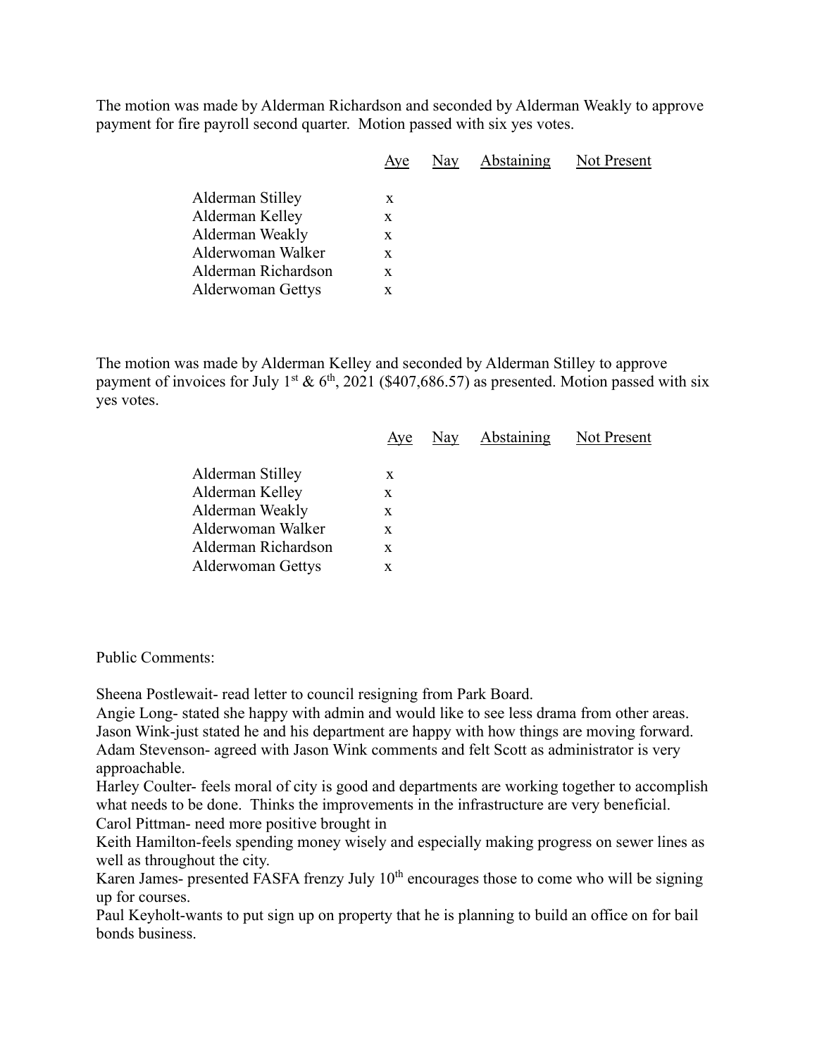The motion was made by Alderman Richardson and seconded by Alderman Weakly to approve payment for fire payroll second quarter. Motion passed with six yes votes.

| | Aye | Nay | Abstaining | Not Present |
|---|---|---|---|---|
| Alderman Stilley | x | | | |
| Alderman Kelley | x | | | |
| Alderman Weakly | x | | | |
| Alderwoman Walker | x | | | |
| Alderman Richardson | x | | | |
| Alderwoman Gettys | x | | | |

The motion was made by Alderman Kelley and seconded by Alderman Stilley to approve payment of invoices for July 1st & 6th, 2021 ($407,686.57) as presented. Motion passed with six yes votes.

| | Aye | Nay | Abstaining | Not Present |
|---|---|---|---|---|
| Alderman Stilley | x | | | |
| Alderman Kelley | x | | | |
| Alderman Weakly | x | | | |
| Alderwoman Walker | x | | | |
| Alderman Richardson | x | | | |
| Alderwoman Gettys | x | | | |

Public Comments:

Sheena Postlewait- read letter to council resigning from Park Board.  
Angie Long- stated she happy with admin and would like to see less drama from other areas.  
Jason Wink-just stated he and his department are happy with how things are moving forward.  
Adam Stevenson- agreed with Jason Wink comments and felt Scott as administrator is very approachable.  
Harley Coulter- feels moral of city is good and departments are working together to accomplish what needs to be done. Thinks the improvements in the infrastructure are very beneficial.  
Carol Pittman- need more positive brought in  
Keith Hamilton-feels spending money wisely and especially making progress on sewer lines as well as throughout the city.  
Karen James- presented FASFA frenzy July 10th encourages those to come who will be signing up for courses.  
Paul Keyholt-wants to put sign up on property that he is planning to build an office on for bail bonds business.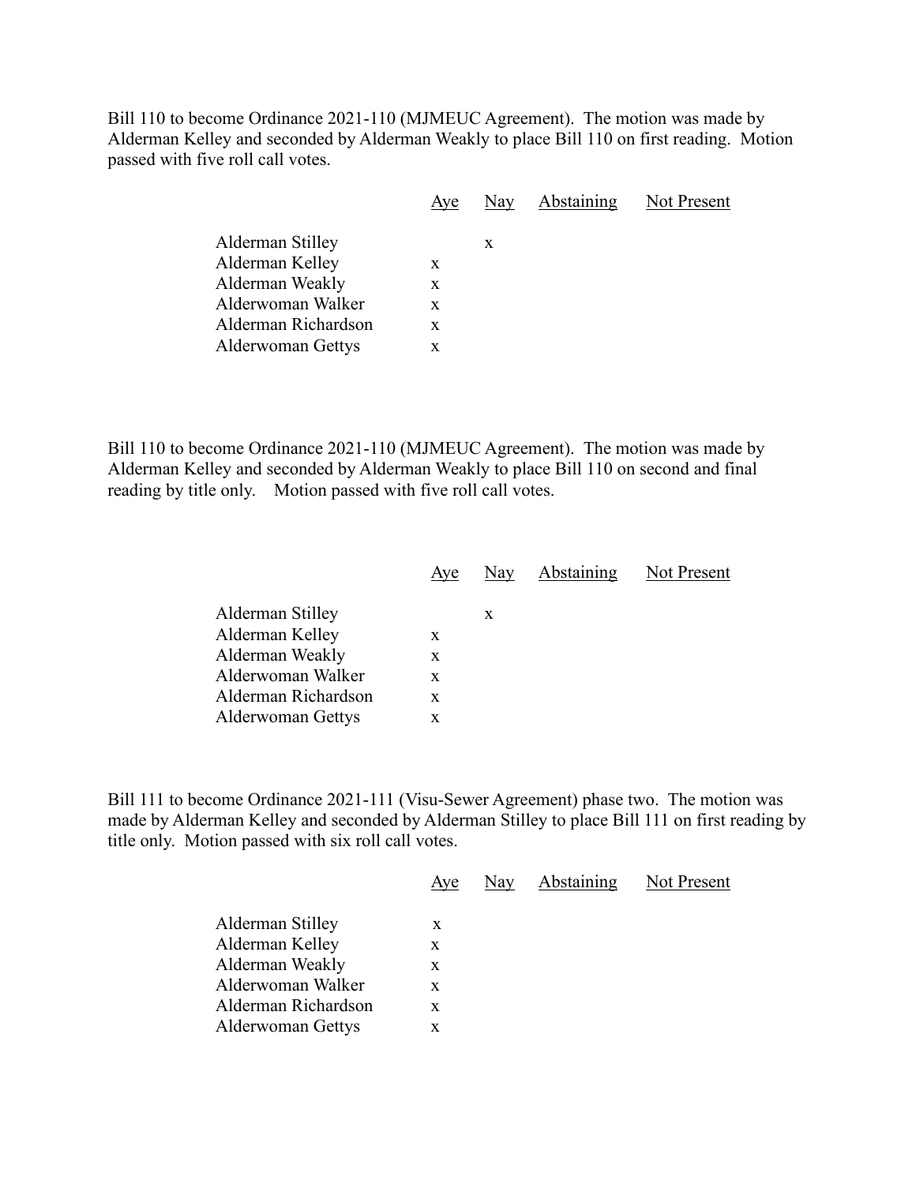Bill 110 to become Ordinance 2021-110 (MJMEUC Agreement). The motion was made by Alderman Kelley and seconded by Alderman Weakly to place Bill 110 on first reading. Motion passed with five roll call votes.

| | Aye | Nay | Abstaining | Not Present |
|---|---|---|---|---|
| Alderman Stilley | | x | | |
| Alderman Kelley | x | | | |
| Alderman Weakly | x | | | |
| Alderwoman Walker | x | | | |
| Alderman Richardson | x | | | |
| Alderwoman Gettys | x | | | |

Bill 110 to become Ordinance 2021-110 (MJMEUC Agreement). The motion was made by Alderman Kelley and seconded by Alderman Weakly to place Bill 110 on second and final reading by title only. Motion passed with five roll call votes.

| | Aye | Nay | Abstaining | Not Present |
|---|---|---|---|---|
| Alderman Stilley | | x | | |
| Alderman Kelley | x | | | |
| Alderman Weakly | x | | | |
| Alderwoman Walker | x | | | |
| Alderman Richardson | x | | | |
| Alderwoman Gettys | x | | | |

Bill 111 to become Ordinance 2021-111 (Visu-Sewer Agreement) phase two. The motion was made by Alderman Kelley and seconded by Alderman Stilley to place Bill 111 on first reading by title only. Motion passed with six roll call votes.

| | Aye | Nay | Abstaining | Not Present |
|---|---|---|---|---|
| Alderman Stilley | x | | | |
| Alderman Kelley | x | | | |
| Alderman Weakly | x | | | |
| Alderwoman Walker | x | | | |
| Alderman Richardson | x | | | |
| Alderwoman Gettys | x | | | |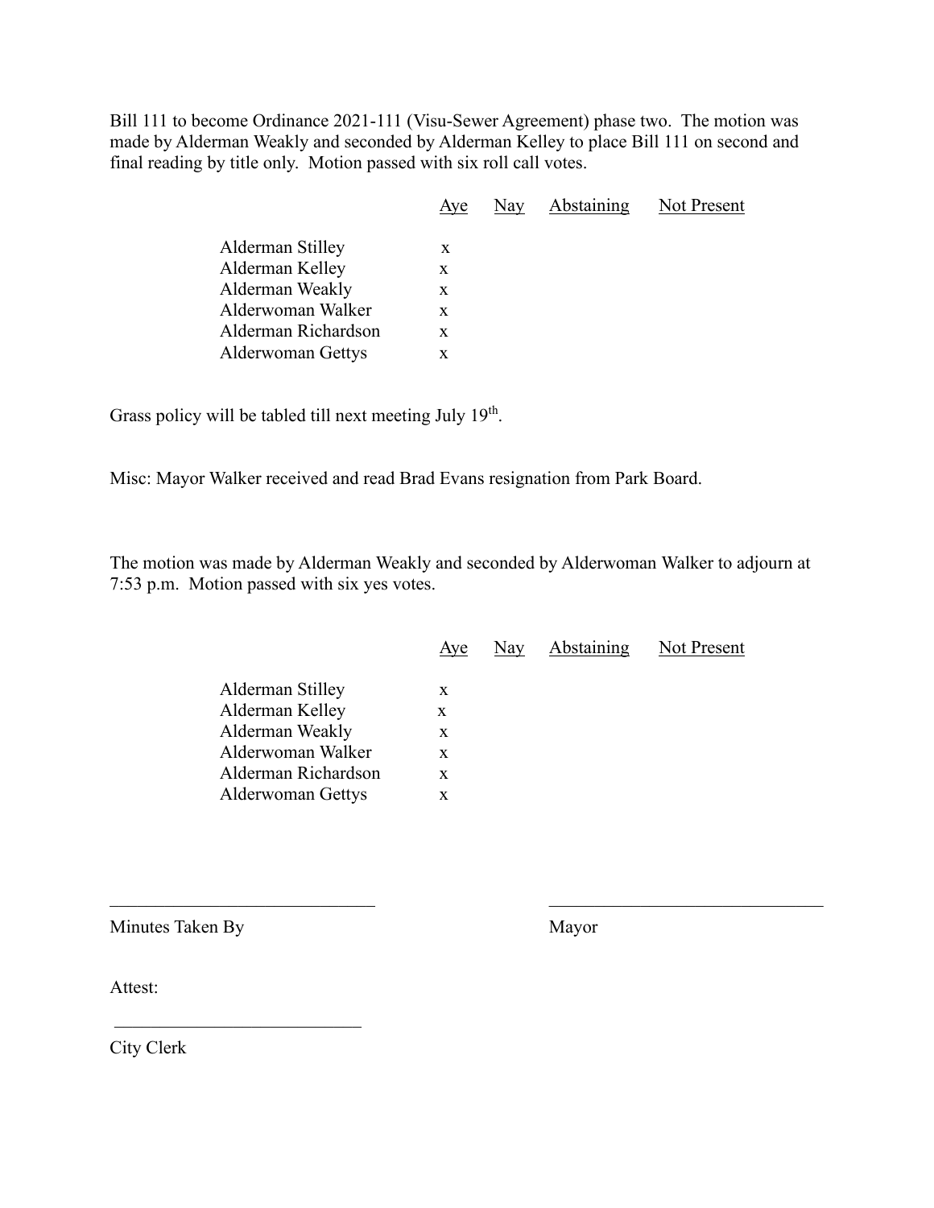Bill 111 to become Ordinance 2021-111 (Visu-Sewer Agreement) phase two. The motion was made by Alderman Weakly and seconded by Alderman Kelley to place Bill 111 on second and final reading by title only. Motion passed with six roll call votes.

| | Aye | Nay | Abstaining | Not Present |
|---|---|---|---|---|
| Alderman Stilley | x | | | |
| Alderman Kelley | x | | | |
| Alderman Weakly | x | | | |
| Alderwoman Walker | x | | | |
| Alderman Richardson | x | | | |
| Alderwoman Gettys | x | | | |

Grass policy will be tabled till next meeting July 19th.

Misc: Mayor Walker received and read Brad Evans resignation from Park Board.

The motion was made by Alderman Weakly and seconded by Alderwoman Walker to adjourn at 7:53 p.m. Motion passed with six yes votes.

| | Aye | Nay | Abstaining | Not Present |
|---|---|---|---|---|
| Alderman Stilley | x | | | |
| Alderman Kelley | x | | | |
| Alderman Weakly | x | | | |
| Alderwoman Walker | x | | | |
| Alderman Richardson | x | | | |
| Alderwoman Gettys | x | | | |

______________________________ ______________________________

Minutes Taken By Mayor

Attest:

______________________________

City Clerk